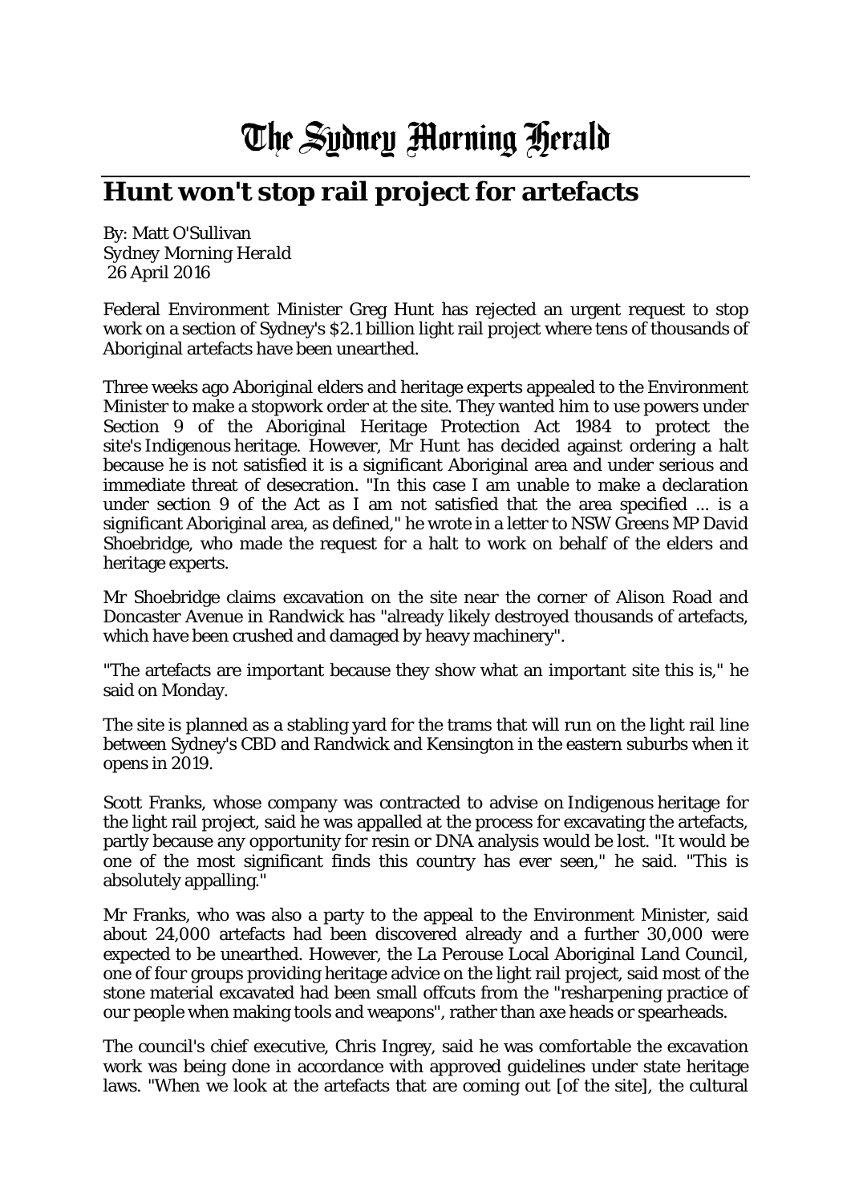# The Sydney Morning Herald

## Hunt won't stop rail project for artefacts

By: Matt O'Sullivan
*Sydney Morning Herald*
26 April 2016

Federal Environment Minister Greg Hunt has rejected an urgent request to stop work on a section of Sydney's $2.1 billion light rail project where tens of thousands of Aboriginal artefacts have been unearthed.

Three weeks ago Aboriginal elders and heritage experts appealed to the Environment Minister to make a stopwork order at the site. They wanted him to use powers under Section 9 of the Aboriginal Heritage Protection Act 1984 to protect the site's Indigenous heritage. However, Mr Hunt has decided against ordering a halt because he is not satisfied it is a significant Aboriginal area and under serious and immediate threat of desecration. "In this case I am unable to make a declaration under section 9 of the Act as I am not satisfied that the area specified ... is a significant Aboriginal area, as defined," he wrote in a letter to NSW Greens MP David Shoebridge, who made the request for a halt to work on behalf of the elders and heritage experts.

Mr Shoebridge claims excavation on the site near the corner of Alison Road and Doncaster Avenue in Randwick has "already likely destroyed thousands of artefacts, which have been crushed and damaged by heavy machinery".

"The artefacts are important because they show what an important site this is," he said on Monday.

The site is planned as a stabling yard for the trams that will run on the light rail line between Sydney's CBD and Randwick and Kensington in the eastern suburbs when it opens in 2019.

Scott Franks, whose company was contracted to advise on Indigenous heritage for the light rail project, said he was appalled at the process for excavating the artefacts, partly because any opportunity for resin or DNA analysis would be lost. "It would be one of the most significant finds this country has ever seen," he said. "This is absolutely appalling."

Mr Franks, who was also a party to the appeal to the Environment Minister, said about 24,000 artefacts had been discovered already and a further 30,000 were expected to be unearthed. However, the La Perouse Local Aboriginal Land Council, one of four groups providing heritage advice on the light rail project, said most of the stone material excavated had been small offcuts from the "resharpening practice of our people when making tools and weapons", rather than axe heads or spearheads.

The council's chief executive, Chris Ingrey, said he was comfortable the excavation work was being done in accordance with approved guidelines under state heritage laws. "When we look at the artefacts that are coming out [of the site], the cultural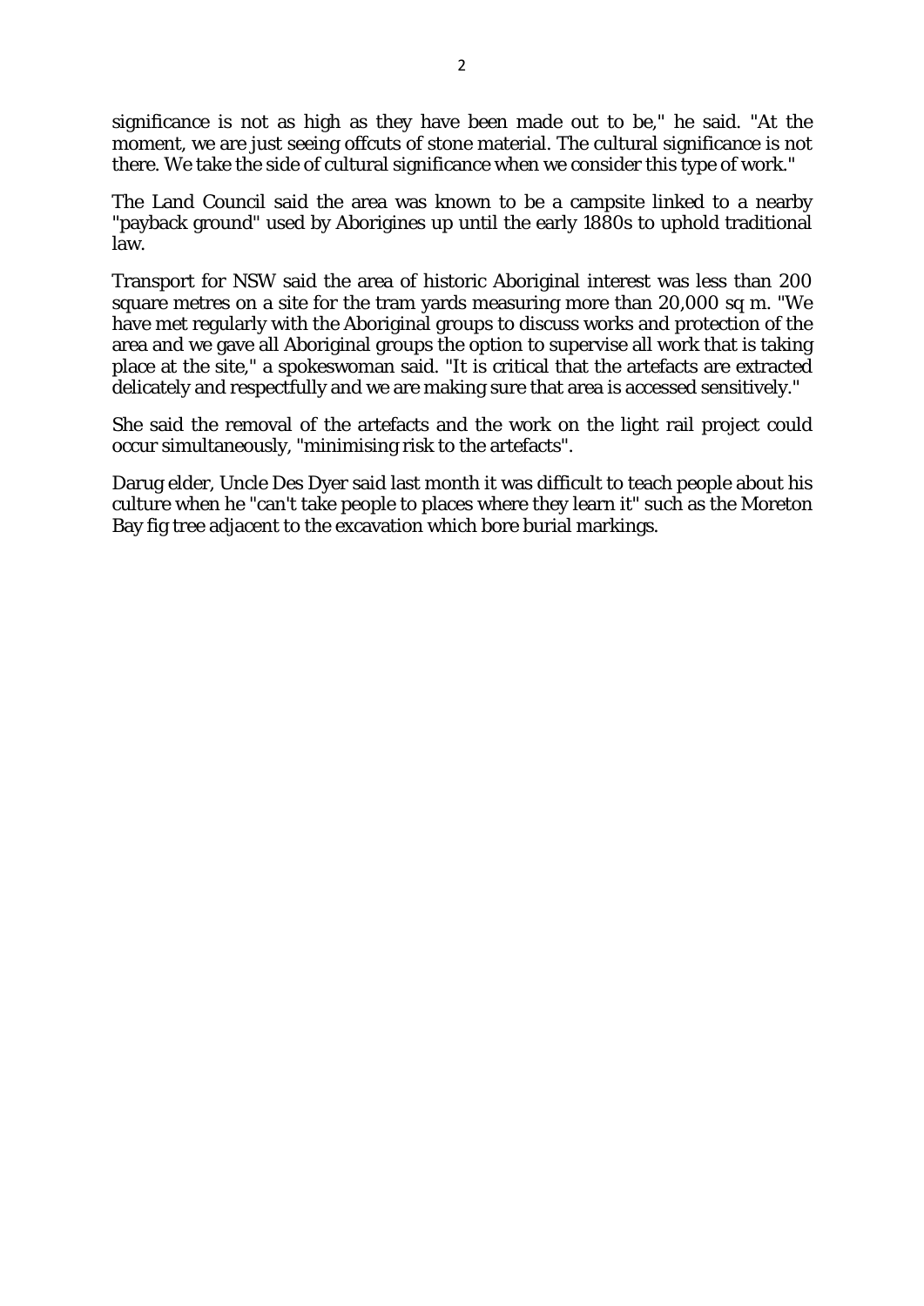significance is not as high as they have been made out to be," he said. "At the moment, we are just seeing offcuts of stone material. The cultural significance is not there. We take the side of cultural significance when we consider this type of work."

The Land Council said the area was known to be a campsite linked to a nearby "payback ground" used by Aborigines up until the early 1880s to uphold traditional law.

Transport for NSW said the area of historic Aboriginal interest was less than 200 square metres on a site for the tram yards measuring more than 20,000 sq m. "We have met regularly with the Aboriginal groups to discuss works and protection of the area and we gave all Aboriginal groups the option to supervise all work that is taking place at the site," a spokeswoman said. "It is critical that the artefacts are extracted delicately and respectfully and we are making sure that area is accessed sensitively."

She said the removal of the artefacts and the work on the light rail project could occur simultaneously, "minimising risk to the artefacts".

Darug elder, Uncle Des Dyer said last month it was difficult to teach people about his culture when he "can't take people to places where they learn it" such as the Moreton Bay fig tree adjacent to the excavation which bore burial markings.